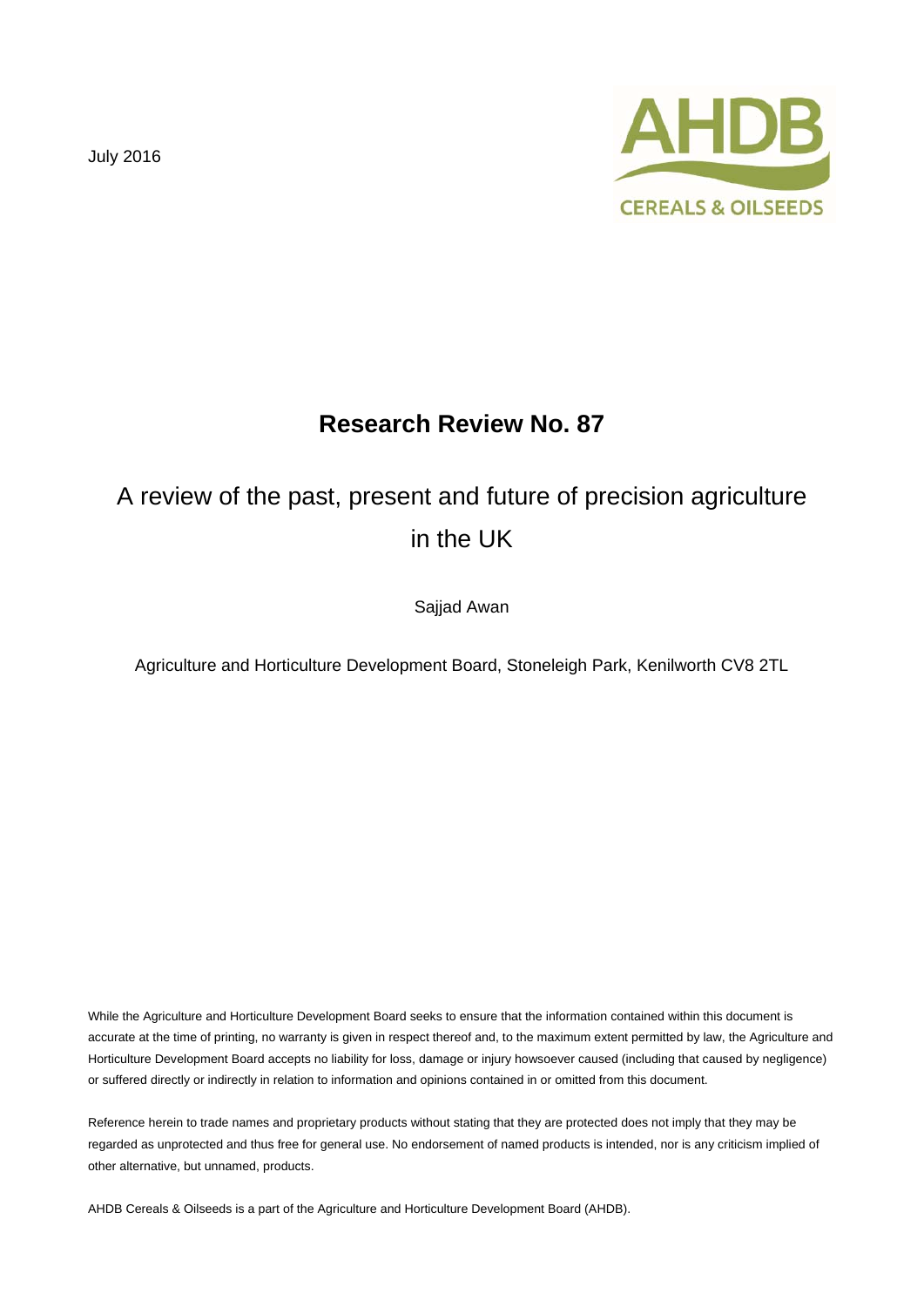July 2016

AHDB

CEREALS & OILSEEDS

# Research Review No. 87

## A review of the past, present and future of precision agriculture in the UK

Sajjad Awan

Agriculture and Horticulture Development Board, Stoneleigh Park, Kenilworth CV8 2TL

While the Agriculture and Horticulture Development Board seeks to ensure that the information contained within this document is accurate at the time of printing, no warranty is given in respect thereof and, to the maximum extent permitted by law, the Agriculture and Horticulture Development Board accepts no liability for loss, damage or injury howsoever caused (including that caused by negligence) or suffered directly or indirectly in relation to information and opinions contained in or omitted from this document.

Reference herein to trade names and proprietary products without stating that they are protected does not imply that they may be regarded as unprotected and thus free for general use. No endorsement of named products is intended, nor is any criticism implied of other alternative, but unnamed, products.

AHDB Cereals & Oilseeds is a part of the Agriculture and Horticulture Development Board (AHDB).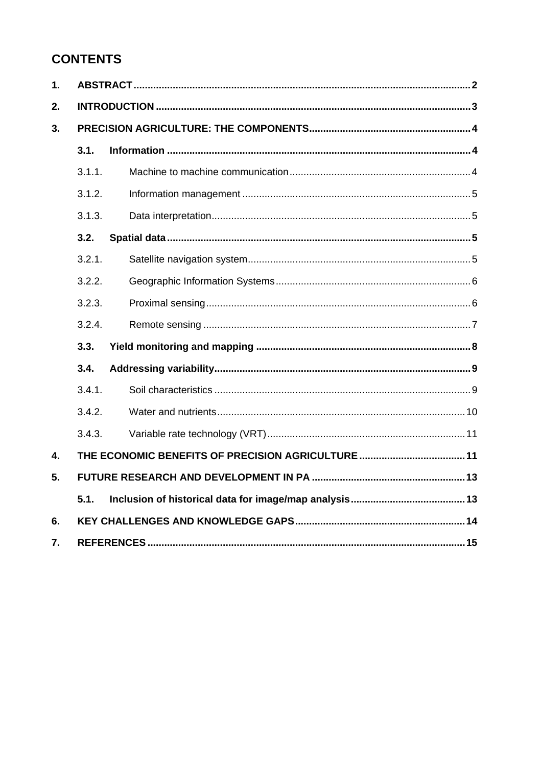# CONTENTS

1. ABSTRACT ..... 2
2. INTRODUCTION ..... 3
3. PRECISION AGRICULTURE: THE COMPONENTS ..... 4
   - 3.1. Information ..... 4
     - 3.1.1. Machine to machine communication ..... 4
     - 3.1.2. Information management ..... 5
     - 3.1.3. Data interpretation ..... 5
   - 3.2. Spatial data ..... 5
     - 3.2.1. Satellite navigation system ..... 5
     - 3.2.2. Geographic Information Systems ..... 6
     - 3.2.3. Proximal sensing ..... 6
     - 3.2.4. Remote sensing ..... 7
   - 3.3. Yield monitoring and mapping ..... 8
   - 3.4. Addressing variability ..... 9
     - 3.4.1. Soil characteristics ..... 9
     - 3.4.2. Water and nutrients ..... 10
     - 3.4.3. Variable rate technology (VRT) ..... 11
4. THE ECONOMIC BENEFITS OF PRECISION AGRICULTURE ..... 11
5. FUTURE RESEARCH AND DEVELOPMENT IN PA ..... 13
   - 5.1. Inclusion of historical data for image/map analysis ..... 13
6. KEY CHALLENGES AND KNOWLEDGE GAPS ..... 14
7. REFERENCES ..... 15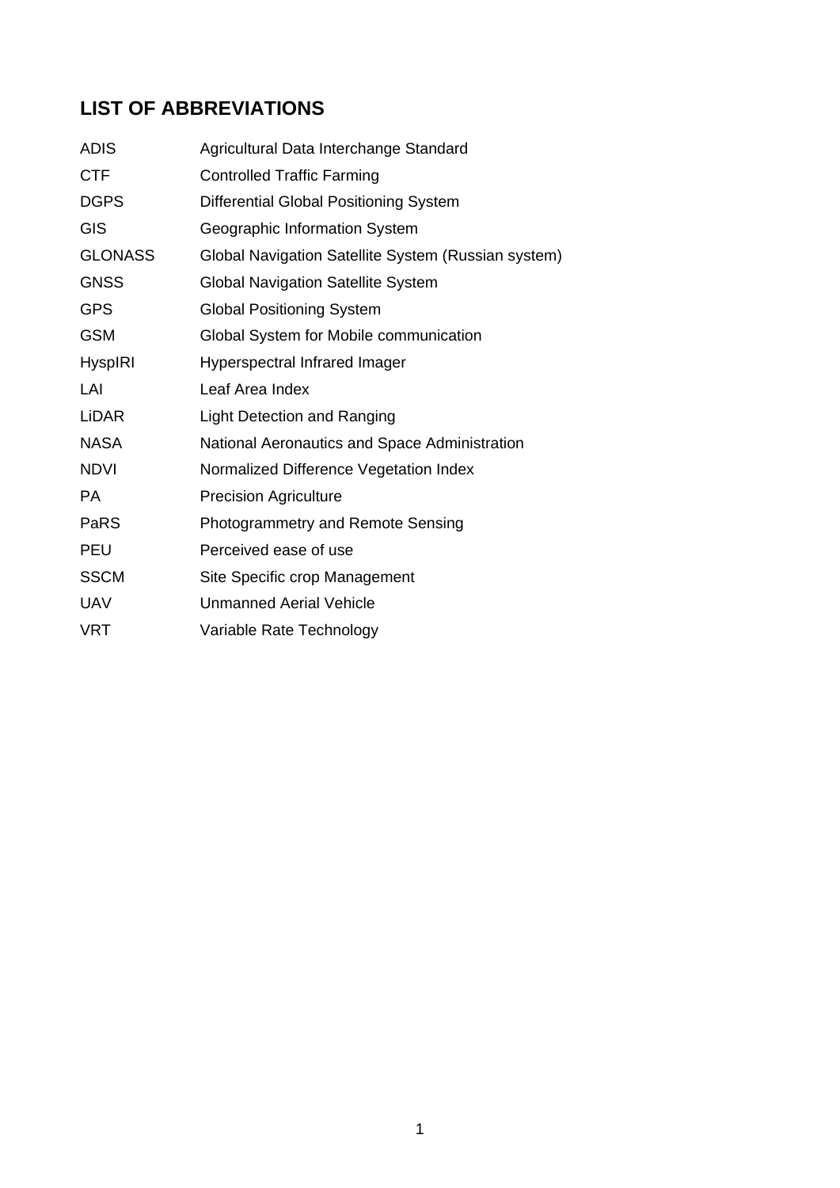## LIST OF ABBREVIATIONS

| | |
|---|---|
| ADIS | Agricultural Data Interchange Standard |
| CTF | Controlled Traffic Farming |
| DGPS | Differential Global Positioning System |
| GIS | Geographic Information System |
| GLONASS | Global Navigation Satellite System (Russian system) |
| GNSS | Global Navigation Satellite System |
| GPS | Global Positioning System |
| GSM | Global System for Mobile communication |
| HyspIRI | Hyperspectral Infrared Imager |
| LAI | Leaf Area Index |
| LiDAR | Light Detection and Ranging |
| NASA | National Aeronautics and Space Administration |
| NDVI | Normalized Difference Vegetation Index |
| PA | Precision Agriculture |
| PaRS | Photogrammetry and Remote Sensing |
| PEU | Perceived ease of use |
| SSCM | Site Specific crop Management |
| UAV | Unmanned Aerial Vehicle |
| VRT | Variable Rate Technology |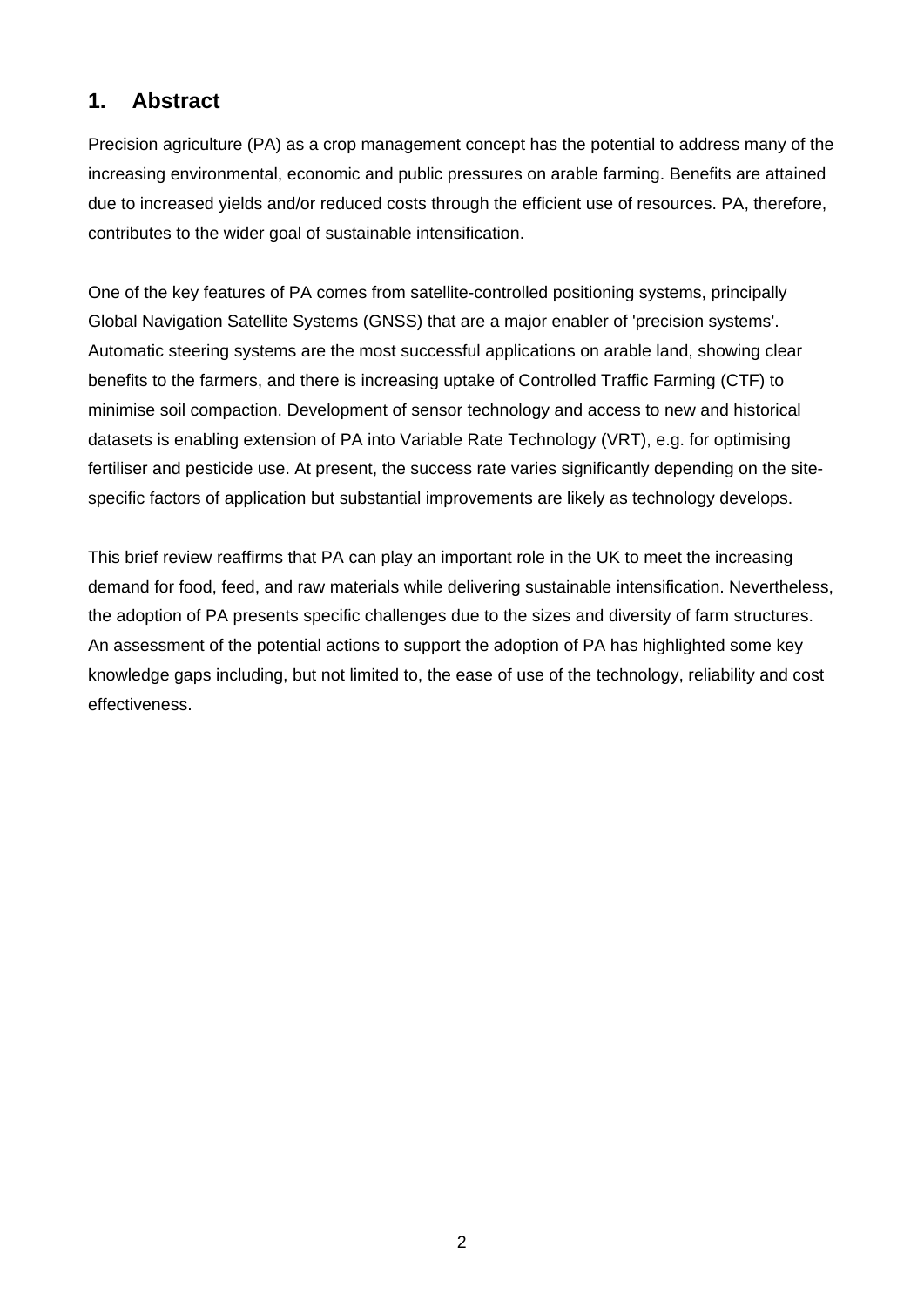## 1. Abstract

Precision agriculture (PA) as a crop management concept has the potential to address many of the increasing environmental, economic and public pressures on arable farming. Benefits are attained due to increased yields and/or reduced costs through the efficient use of resources. PA, therefore, contributes to the wider goal of sustainable intensification.

One of the key features of PA comes from satellite-controlled positioning systems, principally Global Navigation Satellite Systems (GNSS) that are a major enabler of 'precision systems'. Automatic steering systems are the most successful applications on arable land, showing clear benefits to the farmers, and there is increasing uptake of Controlled Traffic Farming (CTF) to minimise soil compaction. Development of sensor technology and access to new and historical datasets is enabling extension of PA into Variable Rate Technology (VRT), e.g. for optimising fertiliser and pesticide use. At present, the success rate varies significantly depending on the site-specific factors of application but substantial improvements are likely as technology develops.

This brief review reaffirms that PA can play an important role in the UK to meet the increasing demand for food, feed, and raw materials while delivering sustainable intensification. Nevertheless, the adoption of PA presents specific challenges due to the sizes and diversity of farm structures. An assessment of the potential actions to support the adoption of PA has highlighted some key knowledge gaps including, but not limited to, the ease of use of the technology, reliability and cost effectiveness.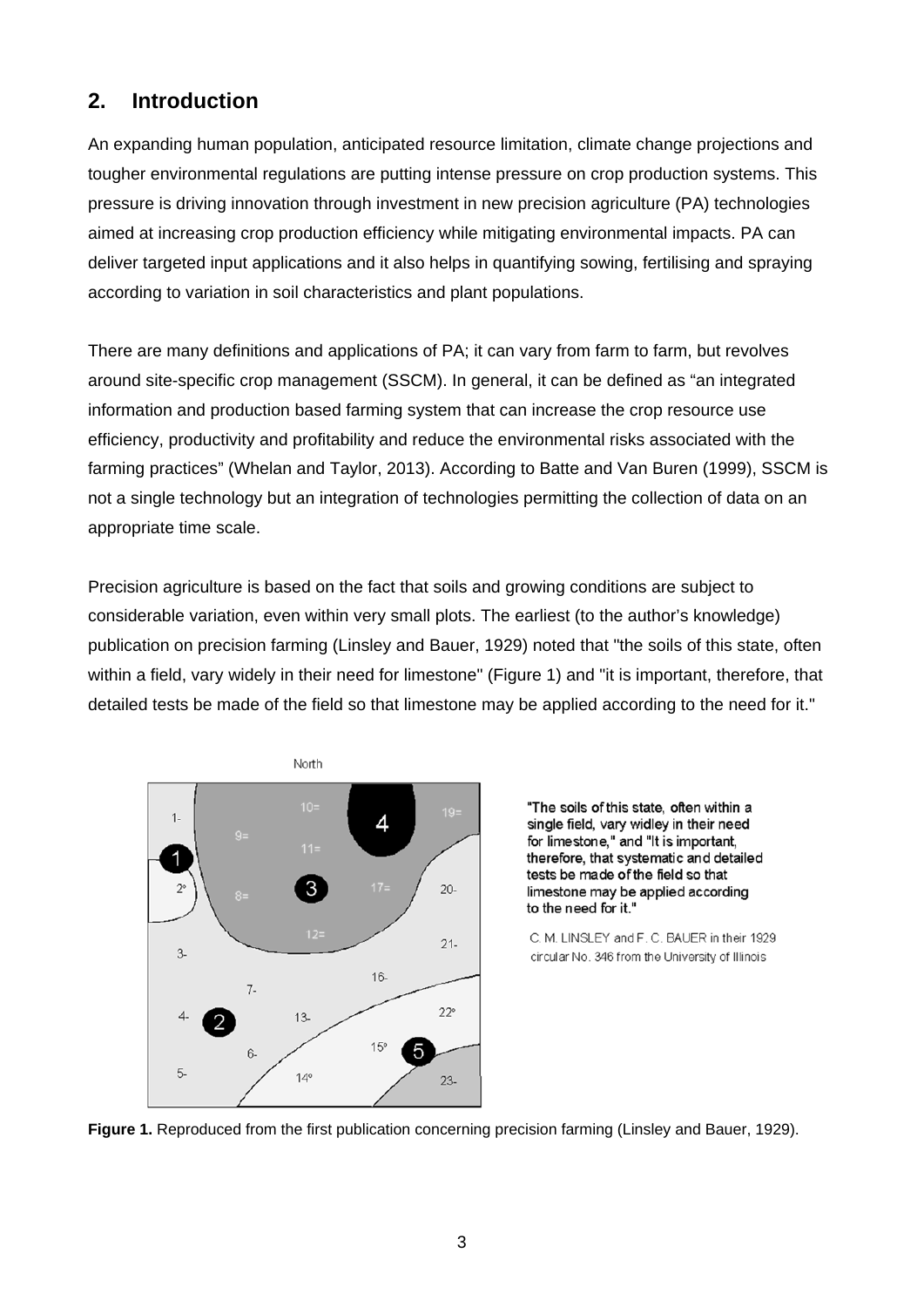## 2. Introduction

An expanding human population, anticipated resource limitation, climate change projections and tougher environmental regulations are putting intense pressure on crop production systems. This pressure is driving innovation through investment in new precision agriculture (PA) technologies aimed at increasing crop production efficiency while mitigating environmental impacts. PA can deliver targeted input applications and it also helps in quantifying sowing, fertilising and spraying according to variation in soil characteristics and plant populations.

There are many definitions and applications of PA; it can vary from farm to farm, but revolves around site-specific crop management (SSCM). In general, it can be defined as "an integrated information and production based farming system that can increase the crop resource use efficiency, productivity and profitability and reduce the environmental risks associated with the farming practices" (Whelan and Taylor, 2013). According to Batte and Van Buren (1999), SSCM is not a single technology but an integration of technologies permitting the collection of data on an appropriate time scale.

Precision agriculture is based on the fact that soils and growing conditions are subject to considerable variation, even within very small plots. The earliest (to the author's knowledge) publication on precision farming (Linsley and Bauer, 1929) noted that "the soils of this state, often within a field, vary widely in their need for limestone" (Figure 1) and "it is important, therefore, that detailed tests be made of the field so that limestone may be applied according to the need for it."

North

1- 2° 3- 4- 5- 6- 7- 8= 9= 10= 11= 12= 13- 14° 15° 16- 17= 19= 20- 21- 22° 23-

1 2 3 4 5

"The soils of this state, often within a single field, vary widley in their need for limestone," and "It is important, therefore, that systematic and detailed tests be made of the field so that limestone may be applied according to the need for it."

C. M. LINSLEY and F. C. BAUER in their 1929 circular No. 346 from the University of Illinois

**Figure 1.** Reproduced from the first publication concerning precision farming (Linsley and Bauer, 1929).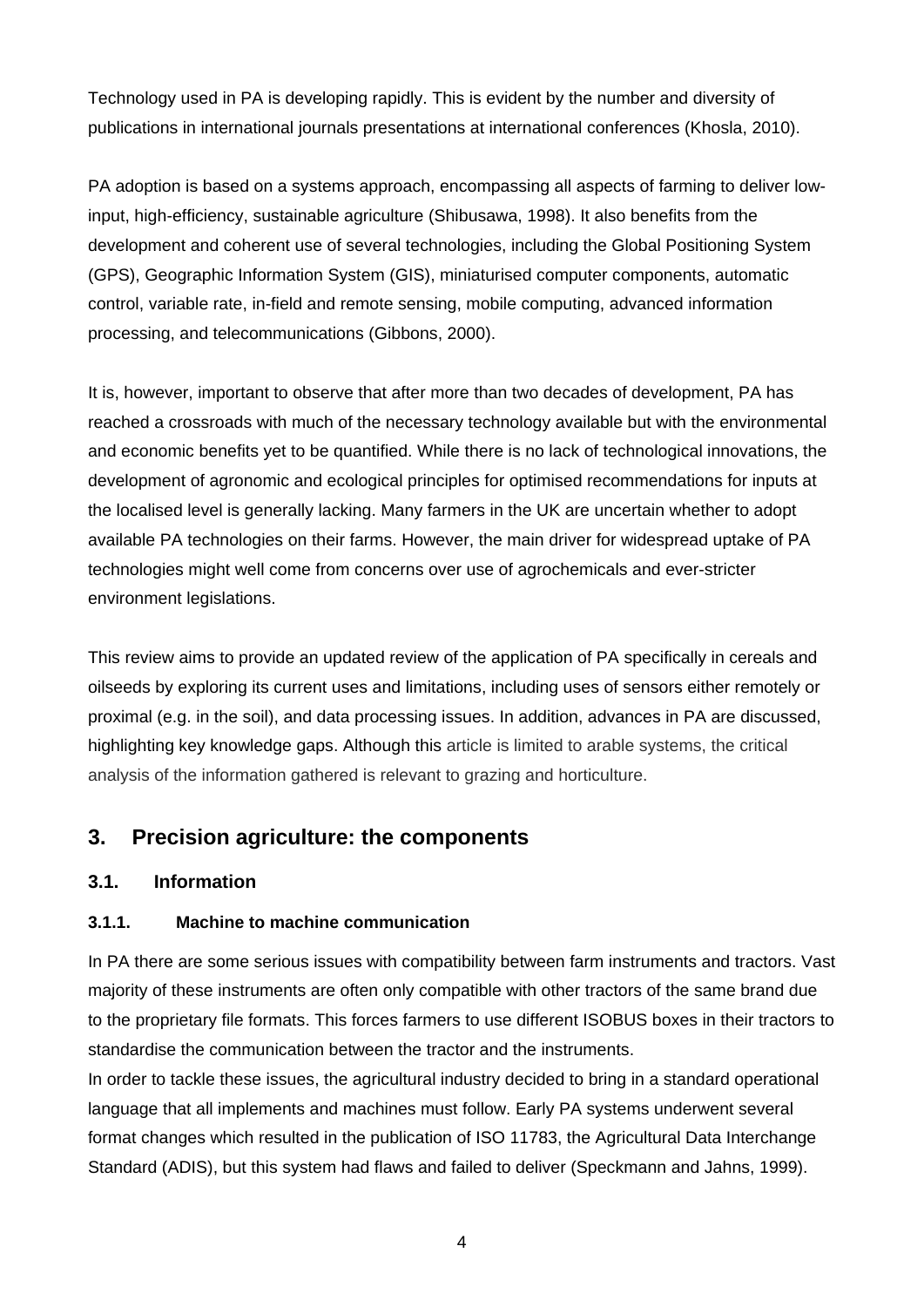Technology used in PA is developing rapidly. This is evident by the number and diversity of publications in international journals presentations at international conferences (Khosla, 2010).

PA adoption is based on a systems approach, encompassing all aspects of farming to deliver low-input, high-efficiency, sustainable agriculture (Shibusawa, 1998). It also benefits from the development and coherent use of several technologies, including the Global Positioning System (GPS), Geographic Information System (GIS), miniaturised computer components, automatic control, variable rate, in-field and remote sensing, mobile computing, advanced information processing, and telecommunications (Gibbons, 2000).

It is, however, important to observe that after more than two decades of development, PA has reached a crossroads with much of the necessary technology available but with the environmental and economic benefits yet to be quantified. While there is no lack of technological innovations, the development of agronomic and ecological principles for optimised recommendations for inputs at the localised level is generally lacking. Many farmers in the UK are uncertain whether to adopt available PA technologies on their farms. However, the main driver for widespread uptake of PA technologies might well come from concerns over use of agrochemicals and ever-stricter environment legislations.

This review aims to provide an updated review of the application of PA specifically in cereals and oilseeds by exploring its current uses and limitations, including uses of sensors either remotely or proximal (e.g. in the soil), and data processing issues. In addition, advances in PA are discussed, highlighting key knowledge gaps. Although this article is limited to arable systems, the critical analysis of the information gathered is relevant to grazing and horticulture.

## 3. Precision agriculture: the components

### 3.1. Information

#### 3.1.1. Machine to machine communication

In PA there are some serious issues with compatibility between farm instruments and tractors. Vast majority of these instruments are often only compatible with other tractors of the same brand due to the proprietary file formats. This forces farmers to use different ISOBUS boxes in their tractors to standardise the communication between the tractor and the instruments.

In order to tackle these issues, the agricultural industry decided to bring in a standard operational language that all implements and machines must follow. Early PA systems underwent several format changes which resulted in the publication of ISO 11783, the Agricultural Data Interchange Standard (ADIS), but this system had flaws and failed to deliver (Speckmann and Jahns, 1999).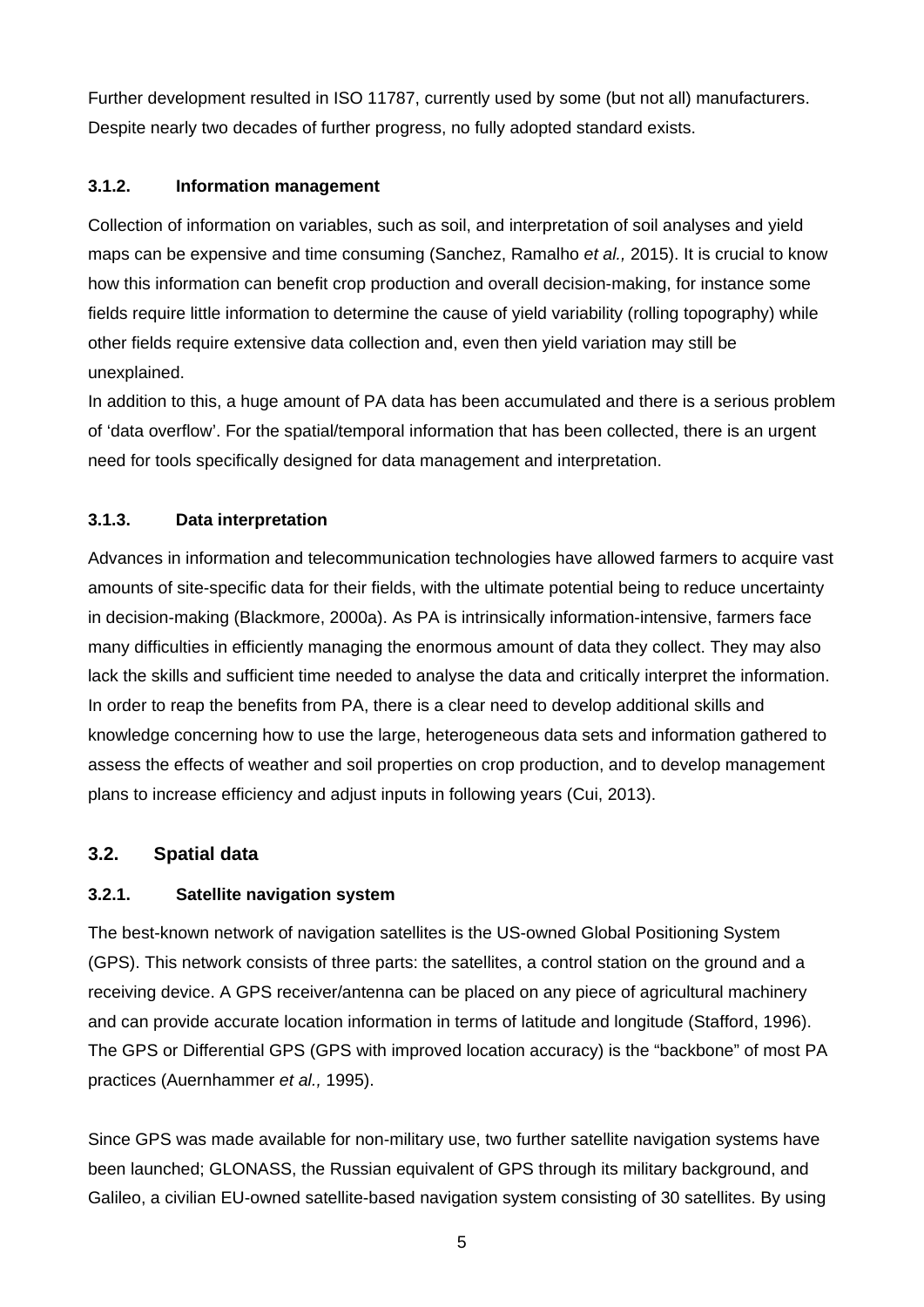Further development resulted in ISO 11787, currently used by some (but not all) manufacturers. Despite nearly two decades of further progress, no fully adopted standard exists.

#### 3.1.2. Information management

Collection of information on variables, such as soil, and interpretation of soil analyses and yield maps can be expensive and time consuming (Sanchez, Ramalho *et al.,* 2015). It is crucial to know how this information can benefit crop production and overall decision-making, for instance some fields require little information to determine the cause of yield variability (rolling topography) while other fields require extensive data collection and, even then yield variation may still be unexplained.

In addition to this, a huge amount of PA data has been accumulated and there is a serious problem of 'data overflow'. For the spatial/temporal information that has been collected, there is an urgent need for tools specifically designed for data management and interpretation.

#### 3.1.3. Data interpretation

Advances in information and telecommunication technologies have allowed farmers to acquire vast amounts of site-specific data for their fields, with the ultimate potential being to reduce uncertainty in decision-making (Blackmore, 2000a). As PA is intrinsically information-intensive, farmers face many difficulties in efficiently managing the enormous amount of data they collect. They may also lack the skills and sufficient time needed to analyse the data and critically interpret the information. In order to reap the benefits from PA, there is a clear need to develop additional skills and knowledge concerning how to use the large, heterogeneous data sets and information gathered to assess the effects of weather and soil properties on crop production, and to develop management plans to increase efficiency and adjust inputs in following years (Cui, 2013).

### 3.2. Spatial data

#### 3.2.1. Satellite navigation system

The best-known network of navigation satellites is the US-owned Global Positioning System (GPS). This network consists of three parts: the satellites, a control station on the ground and a receiving device. A GPS receiver/antenna can be placed on any piece of agricultural machinery and can provide accurate location information in terms of latitude and longitude (Stafford, 1996). The GPS or Differential GPS (GPS with improved location accuracy) is the "backbone" of most PA practices (Auernhammer *et al.,* 1995).

Since GPS was made available for non-military use, two further satellite navigation systems have been launched; GLONASS, the Russian equivalent of GPS through its military background, and Galileo, a civilian EU-owned satellite-based navigation system consisting of 30 satellites. By using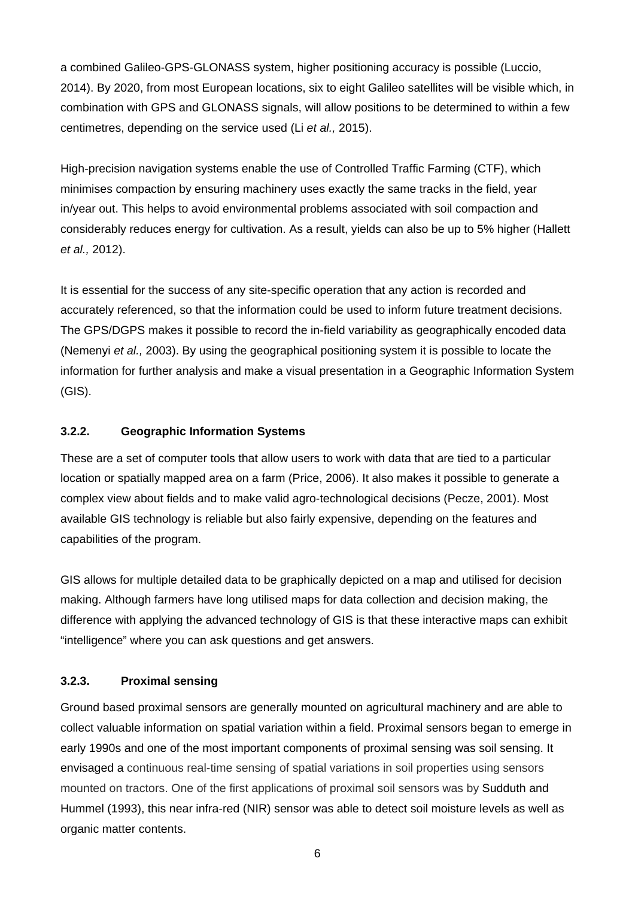a combined Galileo-GPS-GLONASS system, higher positioning accuracy is possible (Luccio, 2014). By 2020, from most European locations, six to eight Galileo satellites will be visible which, in combination with GPS and GLONASS signals, will allow positions to be determined to within a few centimetres, depending on the service used (Li *et al.,* 2015).

High-precision navigation systems enable the use of Controlled Traffic Farming (CTF), which minimises compaction by ensuring machinery uses exactly the same tracks in the field, year in/year out. This helps to avoid environmental problems associated with soil compaction and considerably reduces energy for cultivation. As a result, yields can also be up to 5% higher (Hallett *et al.,* 2012).

It is essential for the success of any site-specific operation that any action is recorded and accurately referenced, so that the information could be used to inform future treatment decisions. The GPS/DGPS makes it possible to record the in-field variability as geographically encoded data (Nemenyi *et al.,* 2003). By using the geographical positioning system it is possible to locate the information for further analysis and make a visual presentation in a Geographic Information System (GIS).

### 3.2.2. Geographic Information Systems

These are a set of computer tools that allow users to work with data that are tied to a particular location or spatially mapped area on a farm (Price, 2006). It also makes it possible to generate a complex view about fields and to make valid agro-technological decisions (Pecze, 2001). Most available GIS technology is reliable but also fairly expensive, depending on the features and capabilities of the program.

GIS allows for multiple detailed data to be graphically depicted on a map and utilised for decision making. Although farmers have long utilised maps for data collection and decision making, the difference with applying the advanced technology of GIS is that these interactive maps can exhibit "intelligence" where you can ask questions and get answers.

### 3.2.3. Proximal sensing

Ground based proximal sensors are generally mounted on agricultural machinery and are able to collect valuable information on spatial variation within a field. Proximal sensors began to emerge in early 1990s and one of the most important components of proximal sensing was soil sensing. It envisaged a continuous real-time sensing of spatial variations in soil properties using sensors mounted on tractors. One of the first applications of proximal soil sensors was by Sudduth and Hummel (1993), this near infra-red (NIR) sensor was able to detect soil moisture levels as well as organic matter contents.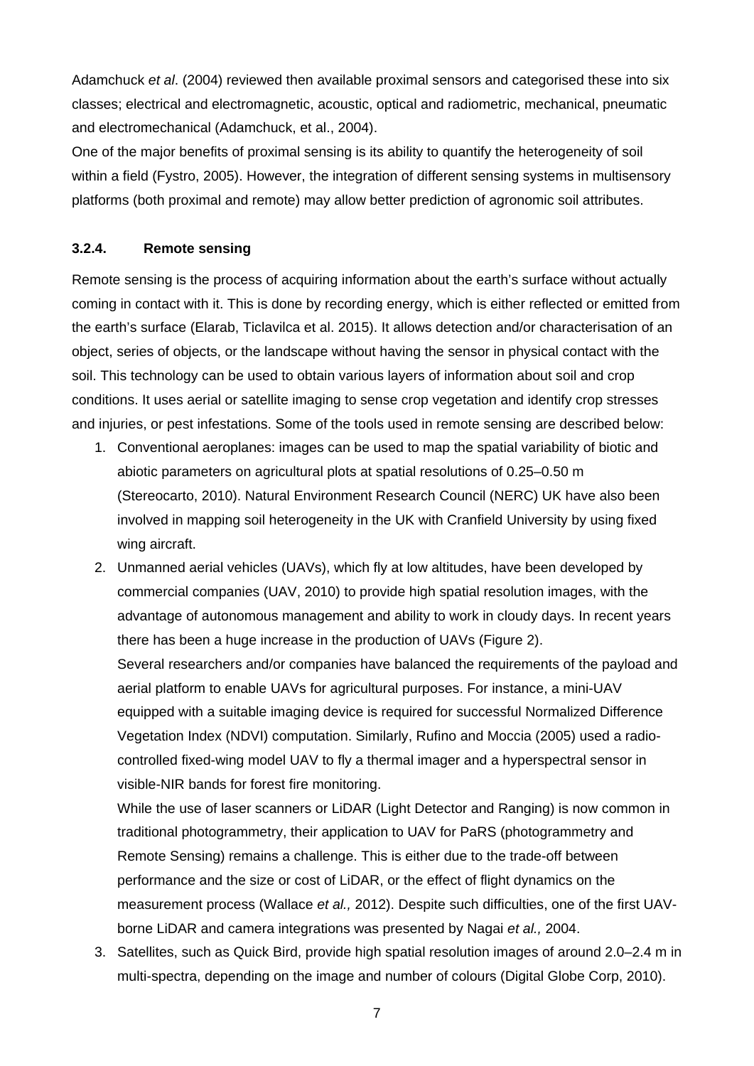Adamchuck *et al*. (2004) reviewed then available proximal sensors and categorised these into six classes; electrical and electromagnetic, acoustic, optical and radiometric, mechanical, pneumatic and electromechanical (Adamchuck, et al., 2004).

One of the major benefits of proximal sensing is its ability to quantify the heterogeneity of soil within a field (Fystro, 2005). However, the integration of different sensing systems in multisensory platforms (both proximal and remote) may allow better prediction of agronomic soil attributes.

### 3.2.4. Remote sensing

Remote sensing is the process of acquiring information about the earth's surface without actually coming in contact with it. This is done by recording energy, which is either reflected or emitted from the earth's surface (Elarab, Ticlavilca et al. 2015). It allows detection and/or characterisation of an object, series of objects, or the landscape without having the sensor in physical contact with the soil. This technology can be used to obtain various layers of information about soil and crop conditions. It uses aerial or satellite imaging to sense crop vegetation and identify crop stresses and injuries, or pest infestations. Some of the tools used in remote sensing are described below:

1. Conventional aeroplanes: images can be used to map the spatial variability of biotic and abiotic parameters on agricultural plots at spatial resolutions of 0.25–0.50 m (Stereocarto, 2010). Natural Environment Research Council (NERC) UK have also been involved in mapping soil heterogeneity in the UK with Cranfield University by using fixed wing aircraft.
2. Unmanned aerial vehicles (UAVs), which fly at low altitudes, have been developed by commercial companies (UAV, 2010) to provide high spatial resolution images, with the advantage of autonomous management and ability to work in cloudy days. In recent years there has been a huge increase in the production of UAVs (Figure 2).

   Several researchers and/or companies have balanced the requirements of the payload and aerial platform to enable UAVs for agricultural purposes. For instance, a mini-UAV equipped with a suitable imaging device is required for successful Normalized Difference Vegetation Index (NDVI) computation. Similarly, Rufino and Moccia (2005) used a radio-controlled fixed-wing model UAV to fly a thermal imager and a hyperspectral sensor in visible-NIR bands for forest fire monitoring.

   While the use of laser scanners or LiDAR (Light Detector and Ranging) is now common in traditional photogrammetry, their application to UAV for PaRS (photogrammetry and Remote Sensing) remains a challenge. This is either due to the trade-off between performance and the size or cost of LiDAR, or the effect of flight dynamics on the measurement process (Wallace *et al.,* 2012). Despite such difficulties, one of the first UAV-borne LiDAR and camera integrations was presented by Nagai *et al.,* 2004.
3. Satellites, such as Quick Bird, provide high spatial resolution images of around 2.0–2.4 m in multi-spectra, depending on the image and number of colours (Digital Globe Corp, 2010).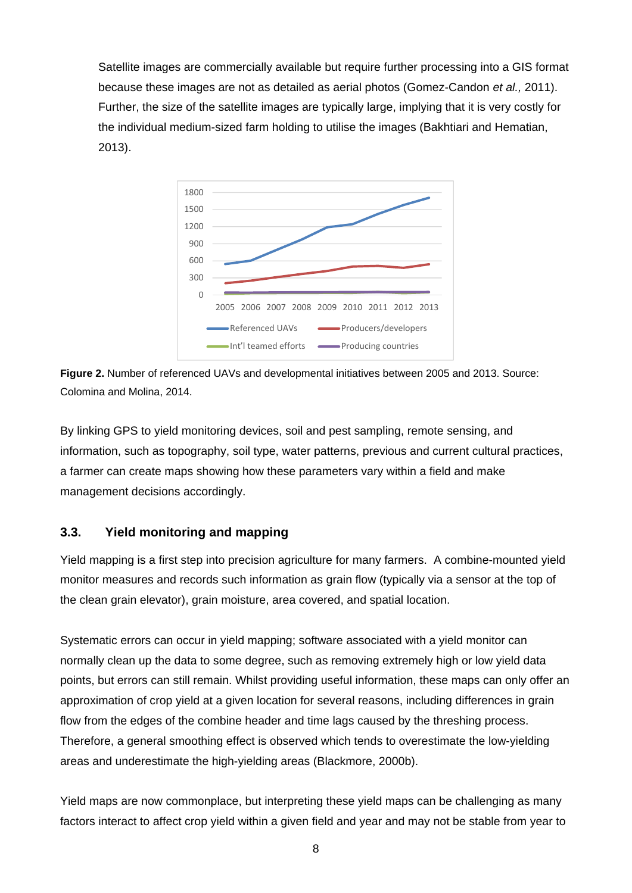Satellite images are commercially available but require further processing into a GIS format because these images are not as detailed as aerial photos (Gomez-Candon *et al.,* 2011). Further, the size of the satellite images are typically large, implying that it is very costly for the individual medium-sized farm holding to utilise the images (Bakhtiari and Hematian, 2013).

1800
1500
1200
900
600
300
0
2005 2006 2007 2008 2009 2010 2011 2012 2013
Referenced UAVs
Producers/developers
Int'l teamed efforts
Producing countries

**Figure 2.** Number of referenced UAVs and developmental initiatives between 2005 and 2013. Source: Colomina and Molina, 2014.

By linking GPS to yield monitoring devices, soil and pest sampling, remote sensing, and information, such as topography, soil type, water patterns, previous and current cultural practices, a farmer can create maps showing how these parameters vary within a field and make management decisions accordingly.

### 3.3. Yield monitoring and mapping

Yield mapping is a first step into precision agriculture for many farmers. A combine-mounted yield monitor measures and records such information as grain flow (typically via a sensor at the top of the clean grain elevator), grain moisture, area covered, and spatial location.

Systematic errors can occur in yield mapping; software associated with a yield monitor can normally clean up the data to some degree, such as removing extremely high or low yield data points, but errors can still remain. Whilst providing useful information, these maps can only offer an approximation of crop yield at a given location for several reasons, including differences in grain flow from the edges of the combine header and time lags caused by the threshing process. Therefore, a general smoothing effect is observed which tends to overestimate the low-yielding areas and underestimate the high-yielding areas (Blackmore, 2000b).

Yield maps are now commonplace, but interpreting these yield maps can be challenging as many factors interact to affect crop yield within a given field and year and may not be stable from year to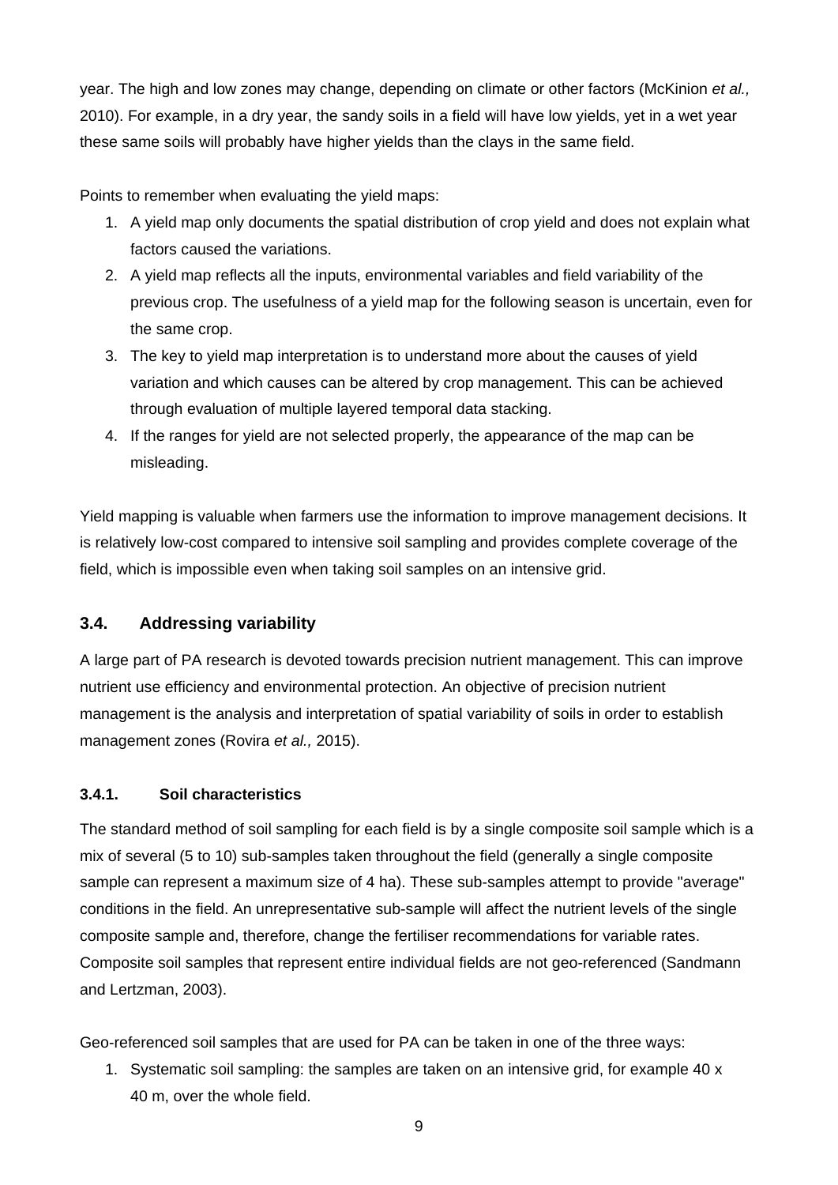year. The high and low zones may change, depending on climate or other factors (McKinion *et al.,* 2010). For example, in a dry year, the sandy soils in a field will have low yields, yet in a wet year these same soils will probably have higher yields than the clays in the same field.

Points to remember when evaluating the yield maps:

1. A yield map only documents the spatial distribution of crop yield and does not explain what factors caused the variations.
2. A yield map reflects all the inputs, environmental variables and field variability of the previous crop. The usefulness of a yield map for the following season is uncertain, even for the same crop.
3. The key to yield map interpretation is to understand more about the causes of yield variation and which causes can be altered by crop management. This can be achieved through evaluation of multiple layered temporal data stacking.
4. If the ranges for yield are not selected properly, the appearance of the map can be misleading.

Yield mapping is valuable when farmers use the information to improve management decisions. It is relatively low-cost compared to intensive soil sampling and provides complete coverage of the field, which is impossible even when taking soil samples on an intensive grid.

## 3.4. Addressing variability

A large part of PA research is devoted towards precision nutrient management. This can improve nutrient use efficiency and environmental protection. An objective of precision nutrient management is the analysis and interpretation of spatial variability of soils in order to establish management zones (Rovira *et al.,* 2015).

### 3.4.1. Soil characteristics

The standard method of soil sampling for each field is by a single composite soil sample which is a mix of several (5 to 10) sub-samples taken throughout the field (generally a single composite sample can represent a maximum size of 4 ha). These sub-samples attempt to provide "average" conditions in the field. An unrepresentative sub-sample will affect the nutrient levels of the single composite sample and, therefore, change the fertiliser recommendations for variable rates. Composite soil samples that represent entire individual fields are not geo-referenced (Sandmann and Lertzman, 2003).

Geo-referenced soil samples that are used for PA can be taken in one of the three ways:

1. Systematic soil sampling: the samples are taken on an intensive grid, for example 40 x 40 m, over the whole field.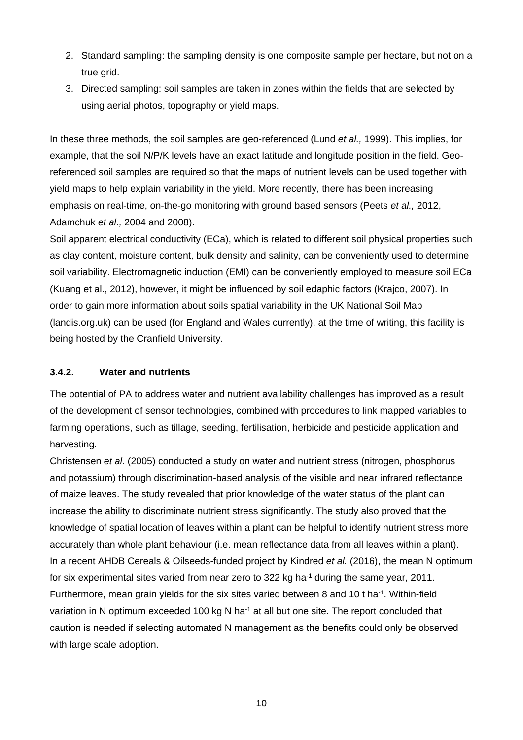2. Standard sampling: the sampling density is one composite sample per hectare, but not on a true grid.
3. Directed sampling: soil samples are taken in zones within the fields that are selected by using aerial photos, topography or yield maps.

In these three methods, the soil samples are geo-referenced (Lund *et al.,* 1999). This implies, for example, that the soil N/P/K levels have an exact latitude and longitude position in the field. Geo-referenced soil samples are required so that the maps of nutrient levels can be used together with yield maps to help explain variability in the yield. More recently, there has been increasing emphasis on real-time, on-the-go monitoring with ground based sensors (Peets *et al.,* 2012, Adamchuk *et al.,* 2004 and 2008).

Soil apparent electrical conductivity (ECa), which is related to different soil physical properties such as clay content, moisture content, bulk density and salinity, can be conveniently used to determine soil variability. Electromagnetic induction (EMI) can be conveniently employed to measure soil ECa (Kuang et al., 2012), however, it might be influenced by soil edaphic factors (Krajco, 2007). In order to gain more information about soils spatial variability in the UK National Soil Map (landis.org.uk) can be used (for England and Wales currently), at the time of writing, this facility is being hosted by the Cranfield University.

### 3.4.2. Water and nutrients

The potential of PA to address water and nutrient availability challenges has improved as a result of the development of sensor technologies, combined with procedures to link mapped variables to farming operations, such as tillage, seeding, fertilisation, herbicide and pesticide application and harvesting.

Christensen *et al.* (2005) conducted a study on water and nutrient stress (nitrogen, phosphorus and potassium) through discrimination-based analysis of the visible and near infrared reflectance of maize leaves. The study revealed that prior knowledge of the water status of the plant can increase the ability to discriminate nutrient stress significantly. The study also proved that the knowledge of spatial location of leaves within a plant can be helpful to identify nutrient stress more accurately than whole plant behaviour (i.e. mean reflectance data from all leaves within a plant).

In a recent AHDB Cereals & Oilseeds-funded project by Kindred *et al.* (2016), the mean N optimum for six experimental sites varied from near zero to 322 kg $ha^{-1}$ during the same year, 2011. Furthermore, mean grain yields for the six sites varied between 8 and 10 t $ha^{-1}$. Within-field variation in N optimum exceeded 100 kg N $ha^{-1}$ at all but one site. The report concluded that caution is needed if selecting automated N management as the benefits could only be observed with large scale adoption.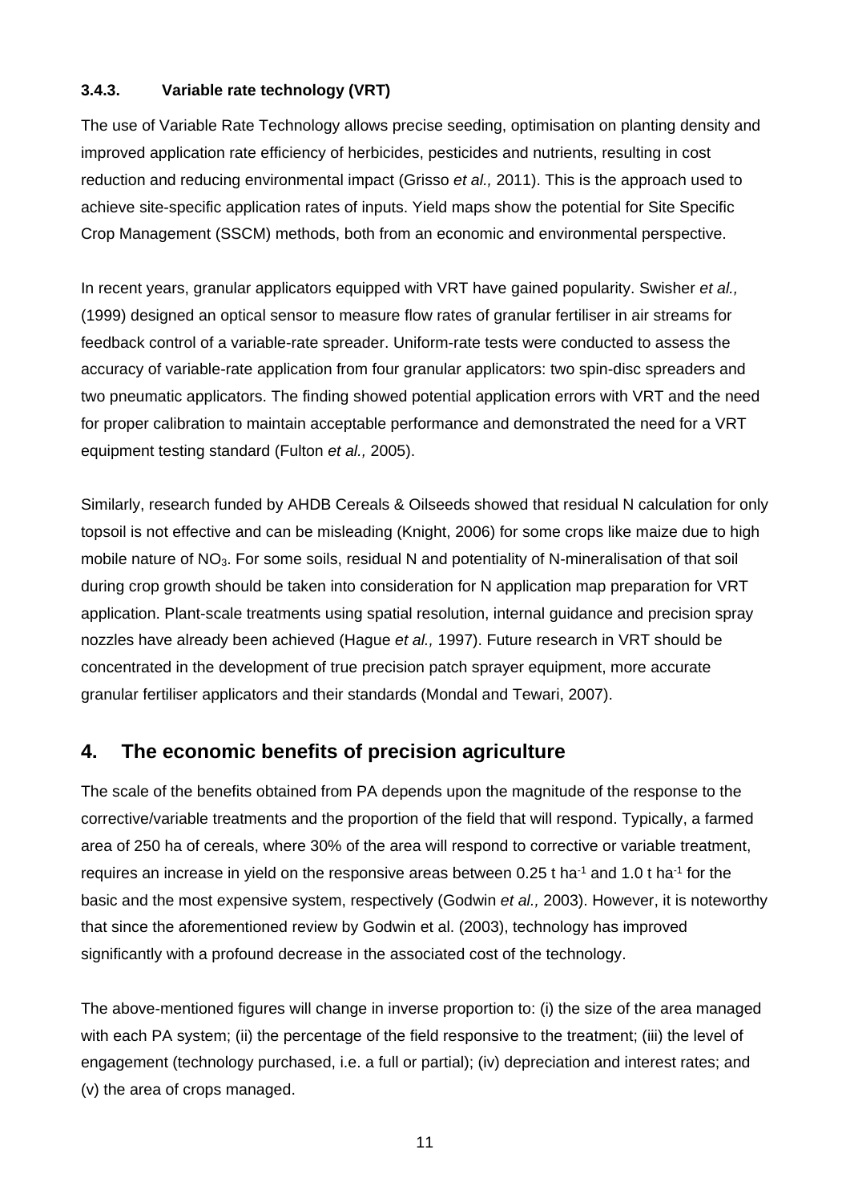### 3.4.3. Variable rate technology (VRT)

The use of Variable Rate Technology allows precise seeding, optimisation on planting density and improved application rate efficiency of herbicides, pesticides and nutrients, resulting in cost reduction and reducing environmental impact (Grisso *et al.,* 2011). This is the approach used to achieve site-specific application rates of inputs. Yield maps show the potential for Site Specific Crop Management (SSCM) methods, both from an economic and environmental perspective.

In recent years, granular applicators equipped with VRT have gained popularity. Swisher *et al.,* (1999) designed an optical sensor to measure flow rates of granular fertiliser in air streams for feedback control of a variable-rate spreader. Uniform-rate tests were conducted to assess the accuracy of variable-rate application from four granular applicators: two spin-disc spreaders and two pneumatic applicators. The finding showed potential application errors with VRT and the need for proper calibration to maintain acceptable performance and demonstrated the need for a VRT equipment testing standard (Fulton *et al.,* 2005).

Similarly, research funded by AHDB Cereals & Oilseeds showed that residual N calculation for only topsoil is not effective and can be misleading (Knight, 2006) for some crops like maize due to high mobile nature of $NO_3$. For some soils, residual N and potentiality of N-mineralisation of that soil during crop growth should be taken into consideration for N application map preparation for VRT application. Plant-scale treatments using spatial resolution, internal guidance and precision spray nozzles have already been achieved (Hague *et al.,* 1997). Future research in VRT should be concentrated in the development of true precision patch sprayer equipment, more accurate granular fertiliser applicators and their standards (Mondal and Tewari, 2007).

## 4. The economic benefits of precision agriculture

The scale of the benefits obtained from PA depends upon the magnitude of the response to the corrective/variable treatments and the proportion of the field that will respond. Typically, a farmed area of 250 ha of cereals, where 30% of the area will respond to corrective or variable treatment, requires an increase in yield on the responsive areas between 0.25 t $ha^{-1}$ and 1.0 t $ha^{-1}$ for the basic and the most expensive system, respectively (Godwin *et al.,* 2003). However, it is noteworthy that since the aforementioned review by Godwin et al. (2003), technology has improved significantly with a profound decrease in the associated cost of the technology.

The above-mentioned figures will change in inverse proportion to: (i) the size of the area managed with each PA system; (ii) the percentage of the field responsive to the treatment; (iii) the level of engagement (technology purchased, i.e. a full or partial); (iv) depreciation and interest rates; and (v) the area of crops managed.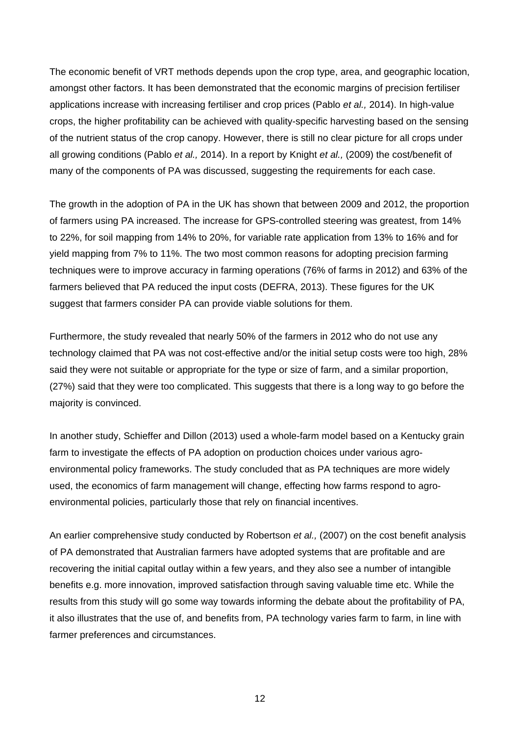The economic benefit of VRT methods depends upon the crop type, area, and geographic location, amongst other factors. It has been demonstrated that the economic margins of precision fertiliser applications increase with increasing fertiliser and crop prices (Pablo *et al.,* 2014). In high-value crops, the higher profitability can be achieved with quality-specific harvesting based on the sensing of the nutrient status of the crop canopy. However, there is still no clear picture for all crops under all growing conditions (Pablo *et al.,* 2014). In a report by Knight *et al.,* (2009) the cost/benefit of many of the components of PA was discussed, suggesting the requirements for each case.

The growth in the adoption of PA in the UK has shown that between 2009 and 2012, the proportion of farmers using PA increased. The increase for GPS-controlled steering was greatest, from 14% to 22%, for soil mapping from 14% to 20%, for variable rate application from 13% to 16% and for yield mapping from 7% to 11%. The two most common reasons for adopting precision farming techniques were to improve accuracy in farming operations (76% of farms in 2012) and 63% of the farmers believed that PA reduced the input costs (DEFRA, 2013). These figures for the UK suggest that farmers consider PA can provide viable solutions for them.

Furthermore, the study revealed that nearly 50% of the farmers in 2012 who do not use any technology claimed that PA was not cost-effective and/or the initial setup costs were too high, 28% said they were not suitable or appropriate for the type or size of farm, and a similar proportion, (27%) said that they were too complicated. This suggests that there is a long way to go before the majority is convinced.

In another study, Schieffer and Dillon (2013) used a whole-farm model based on a Kentucky grain farm to investigate the effects of PA adoption on production choices under various agro-environmental policy frameworks. The study concluded that as PA techniques are more widely used, the economics of farm management will change, effecting how farms respond to agro-environmental policies, particularly those that rely on financial incentives.

An earlier comprehensive study conducted by Robertson *et al.,* (2007) on the cost benefit analysis of PA demonstrated that Australian farmers have adopted systems that are profitable and are recovering the initial capital outlay within a few years, and they also see a number of intangible benefits e.g. more innovation, improved satisfaction through saving valuable time etc. While the results from this study will go some way towards informing the debate about the profitability of PA, it also illustrates that the use of, and benefits from, PA technology varies farm to farm, in line with farmer preferences and circumstances.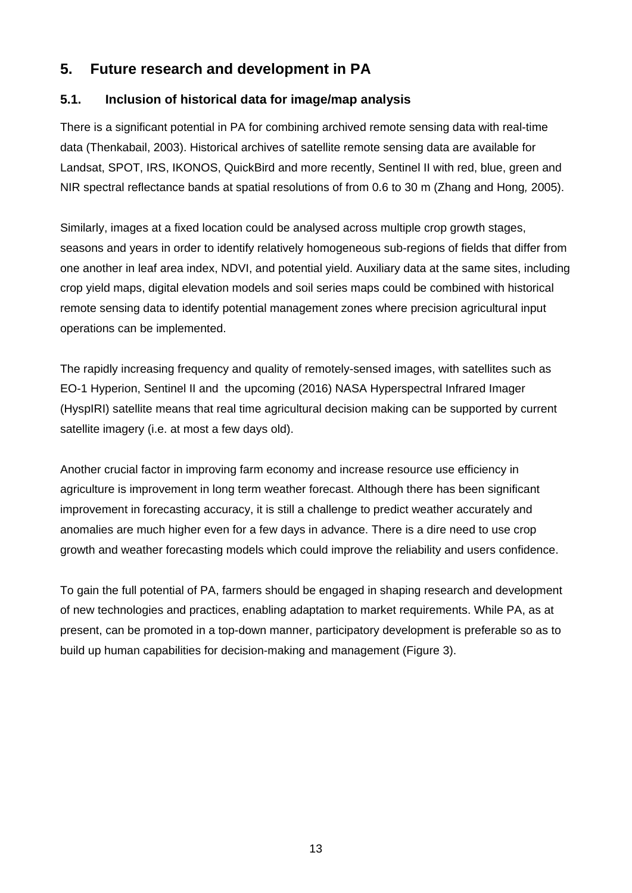## 5. Future research and development in PA

### 5.1. Inclusion of historical data for image/map analysis

There is a significant potential in PA for combining archived remote sensing data with real-time data (Thenkabail, 2003). Historical archives of satellite remote sensing data are available for Landsat, SPOT, IRS, IKONOS, QuickBird and more recently, Sentinel II with red, blue, green and NIR spectral reflectance bands at spatial resolutions of from 0.6 to 30 m (Zhang and Hong*,* 2005).

Similarly, images at a fixed location could be analysed across multiple crop growth stages, seasons and years in order to identify relatively homogeneous sub-regions of fields that differ from one another in leaf area index, NDVI, and potential yield. Auxiliary data at the same sites, including crop yield maps, digital elevation models and soil series maps could be combined with historical remote sensing data to identify potential management zones where precision agricultural input operations can be implemented.

The rapidly increasing frequency and quality of remotely-sensed images, with satellites such as EO-1 Hyperion, Sentinel II and the upcoming (2016) NASA Hyperspectral Infrared Imager (HyspIRI) satellite means that real time agricultural decision making can be supported by current satellite imagery (i.e. at most a few days old).

Another crucial factor in improving farm economy and increase resource use efficiency in agriculture is improvement in long term weather forecast. Although there has been significant improvement in forecasting accuracy, it is still a challenge to predict weather accurately and anomalies are much higher even for a few days in advance. There is a dire need to use crop growth and weather forecasting models which could improve the reliability and users confidence.

To gain the full potential of PA, farmers should be engaged in shaping research and development of new technologies and practices, enabling adaptation to market requirements. While PA, as at present, can be promoted in a top-down manner, participatory development is preferable so as to build up human capabilities for decision-making and management (Figure 3).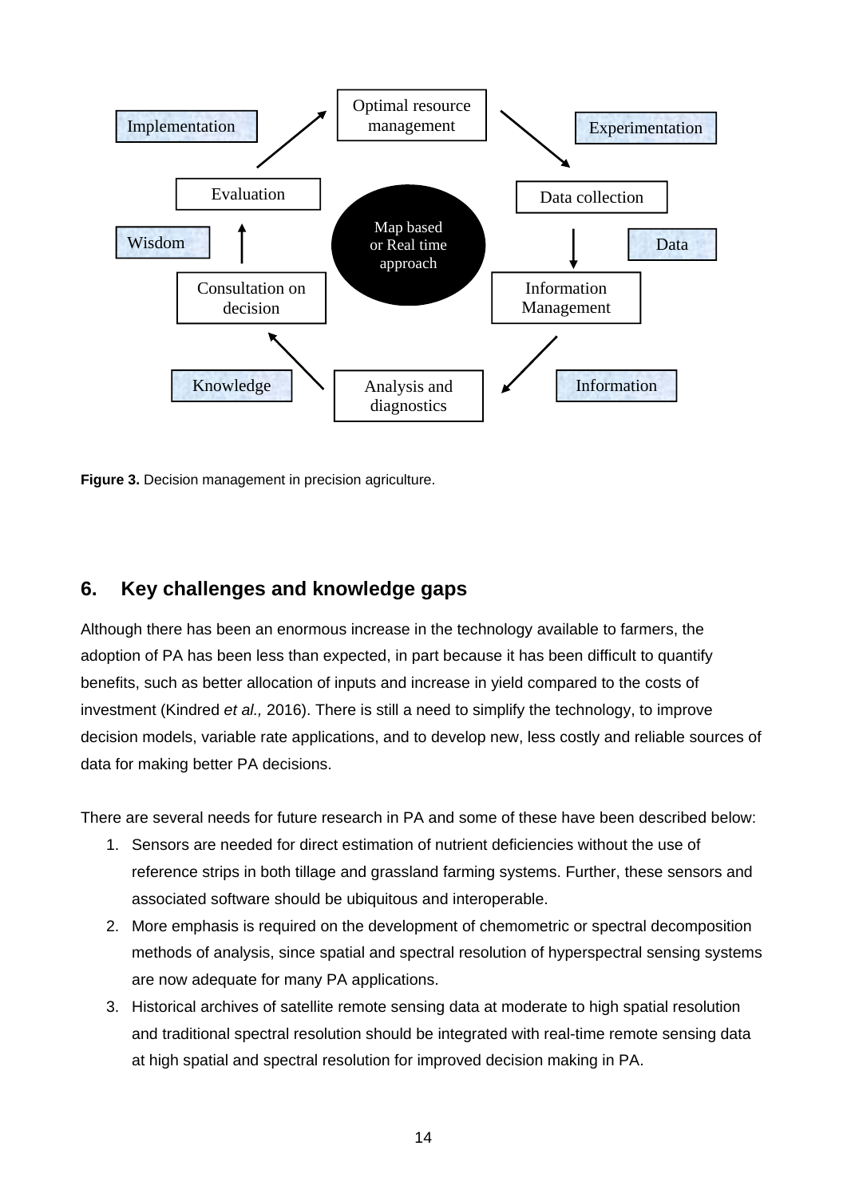Optimal resource management

Experimentation

Data collection

Data

Information Management

Information

Analysis and diagnostics

Knowledge

Consultation on decision

Wisdom

Evaluation

Implementation

Map based or Real time approach

**Figure 3.** Decision management in precision agriculture.

## 6. Key challenges and knowledge gaps

Although there has been an enormous increase in the technology available to farmers, the adoption of PA has been less than expected, in part because it has been difficult to quantify benefits, such as better allocation of inputs and increase in yield compared to the costs of investment (Kindred *et al.,* 2016). There is still a need to simplify the technology, to improve decision models, variable rate applications, and to develop new, less costly and reliable sources of data for making better PA decisions.

There are several needs for future research in PA and some of these have been described below:

1. Sensors are needed for direct estimation of nutrient deficiencies without the use of reference strips in both tillage and grassland farming systems. Further, these sensors and associated software should be ubiquitous and interoperable.
2. More emphasis is required on the development of chemometric or spectral decomposition methods of analysis, since spatial and spectral resolution of hyperspectral sensing systems are now adequate for many PA applications.
3. Historical archives of satellite remote sensing data at moderate to high spatial resolution and traditional spectral resolution should be integrated with real-time remote sensing data at high spatial and spectral resolution for improved decision making in PA.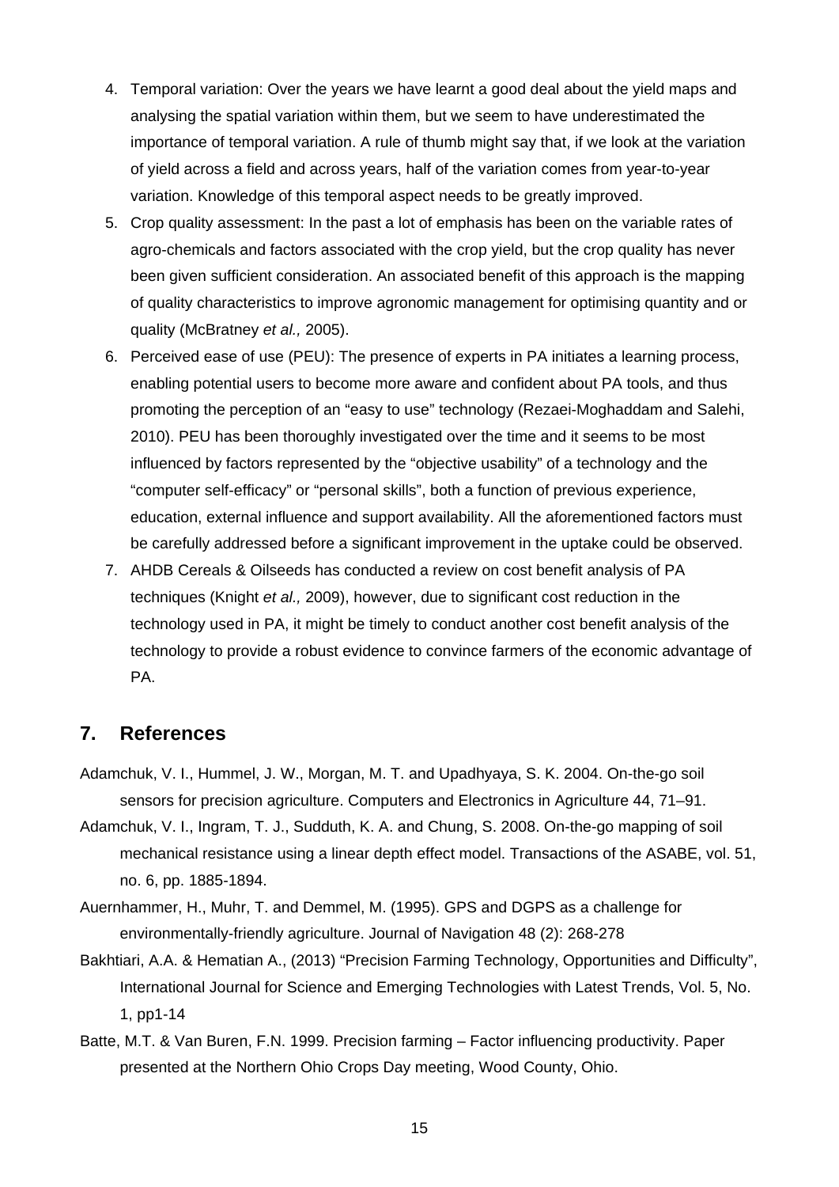4. Temporal variation: Over the years we have learnt a good deal about the yield maps and analysing the spatial variation within them, but we seem to have underestimated the importance of temporal variation. A rule of thumb might say that, if we look at the variation of yield across a field and across years, half of the variation comes from year-to-year variation. Knowledge of this temporal aspect needs to be greatly improved.
5. Crop quality assessment: In the past a lot of emphasis has been on the variable rates of agro-chemicals and factors associated with the crop yield, but the crop quality has never been given sufficient consideration. An associated benefit of this approach is the mapping of quality characteristics to improve agronomic management for optimising quantity and or quality (McBratney *et al.,* 2005).
6. Perceived ease of use (PEU): The presence of experts in PA initiates a learning process, enabling potential users to become more aware and confident about PA tools, and thus promoting the perception of an "easy to use" technology (Rezaei-Moghaddam and Salehi, 2010). PEU has been thoroughly investigated over the time and it seems to be most influenced by factors represented by the "objective usability" of a technology and the "computer self-efficacy" or "personal skills", both a function of previous experience, education, external influence and support availability. All the aforementioned factors must be carefully addressed before a significant improvement in the uptake could be observed.
7. AHDB Cereals & Oilseeds has conducted a review on cost benefit analysis of PA techniques (Knight *et al.,* 2009), however, due to significant cost reduction in the technology used in PA, it might be timely to conduct another cost benefit analysis of the technology to provide a robust evidence to convince farmers of the economic advantage of PA.

## 7. References

Adamchuk, V. I., Hummel, J. W., Morgan, M. T. and Upadhyaya, S. K. 2004. On-the-go soil sensors for precision agriculture. Computers and Electronics in Agriculture 44, 71–91.

Adamchuk, V. I., Ingram, T. J., Sudduth, K. A. and Chung, S. 2008. On-the-go mapping of soil mechanical resistance using a linear depth effect model. Transactions of the ASABE, vol. 51, no. 6, pp. 1885-1894.

Auernhammer, H., Muhr, T. and Demmel, M. (1995). GPS and DGPS as a challenge for environmentally-friendly agriculture. Journal of Navigation 48 (2): 268-278

Bakhtiari, A.A. & Hematian A., (2013) "Precision Farming Technology, Opportunities and Difficulty", International Journal for Science and Emerging Technologies with Latest Trends, Vol. 5, No. 1, pp1-14

Batte, M.T. & Van Buren, F.N. 1999. Precision farming – Factor influencing productivity. Paper presented at the Northern Ohio Crops Day meeting, Wood County, Ohio.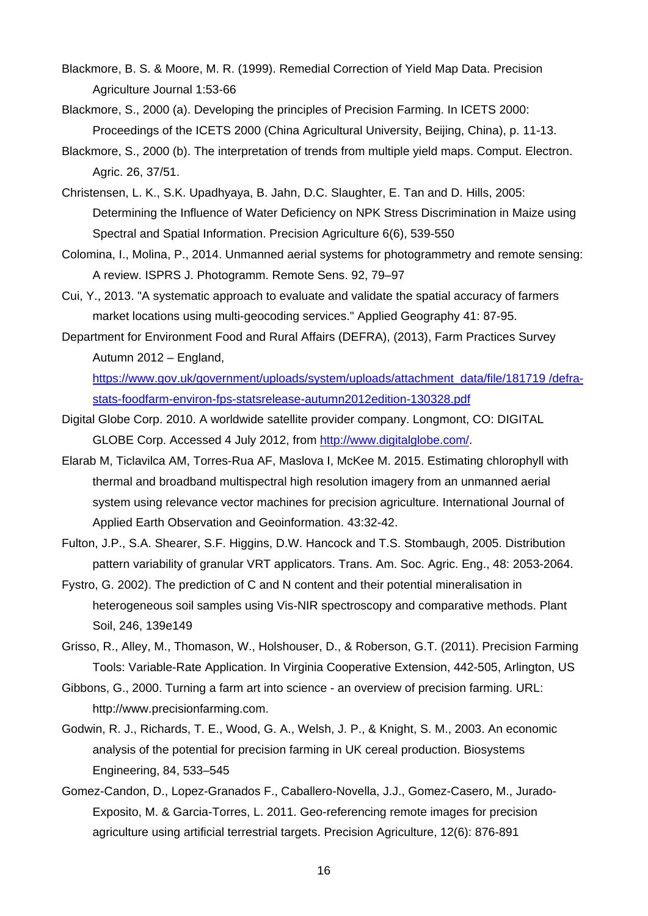Blackmore, B. S. & Moore, M. R. (1999). Remedial Correction of Yield Map Data. Precision Agriculture Journal 1:53-66

Blackmore, S., 2000 (a). Developing the principles of Precision Farming. In ICETS 2000: Proceedings of the ICETS 2000 (China Agricultural University, Beijing, China), p. 11-13.

Blackmore, S., 2000 (b). The interpretation of trends from multiple yield maps. Comput. Electron. Agric. 26, 37/51.

Christensen, L. K., S.K. Upadhyaya, B. Jahn, D.C. Slaughter, E. Tan and D. Hills, 2005: Determining the Influence of Water Deficiency on NPK Stress Discrimination in Maize using Spectral and Spatial Information. Precision Agriculture 6(6), 539-550

Colomina, I., Molina, P., 2014. Unmanned aerial systems for photogrammetry and remote sensing: A review. ISPRS J. Photogramm. Remote Sens. 92, 79–97

Cui, Y., 2013. "A systematic approach to evaluate and validate the spatial accuracy of farmers market locations using multi-geocoding services." Applied Geography 41: 87-95.

Department for Environment Food and Rural Affairs (DEFRA), (2013), Farm Practices Survey Autumn 2012 – England, https://www.gov.uk/government/uploads/system/uploads/attachment_data/file/181719 /defra-stats-foodfarm-environ-fps-statsrelease-autumn2012edition-130328.pdf

Digital Globe Corp. 2010. A worldwide satellite provider company. Longmont, CO: DIGITAL GLOBE Corp. Accessed 4 July 2012, from http://www.digitalglobe.com/.

Elarab M, Ticlavilca AM, Torres-Rua AF, Maslova I, McKee M. 2015. Estimating chlorophyll with thermal and broadband multispectral high resolution imagery from an unmanned aerial system using relevance vector machines for precision agriculture. International Journal of Applied Earth Observation and Geoinformation. 43:32-42.

Fulton, J.P., S.A. Shearer, S.F. Higgins, D.W. Hancock and T.S. Stombaugh, 2005. Distribution pattern variability of granular VRT applicators. Trans. Am. Soc. Agric. Eng., 48: 2053-2064.

Fystro, G. 2002). The prediction of C and N content and their potential mineralisation in heterogeneous soil samples using Vis-NIR spectroscopy and comparative methods. Plant Soil, 246, 139e149

Grisso, R., Alley, M., Thomason, W., Holshouser, D., & Roberson, G.T. (2011). Precision Farming Tools: Variable-Rate Application. In Virginia Cooperative Extension, 442-505, Arlington, US

Gibbons, G., 2000. Turning a farm art into science - an overview of precision farming. URL: http://www.precisionfarming.com.

Godwin, R. J., Richards, T. E., Wood, G. A., Welsh, J. P., & Knight, S. M., 2003. An economic analysis of the potential for precision farming in UK cereal production. Biosystems Engineering, 84, 533–545

Gomez-Candon, D., Lopez-Granados F., Caballero-Novella, J.J., Gomez-Casero, M., Jurado-Exposito, M. & Garcia-Torres, L. 2011. Geo-referencing remote images for precision agriculture using artificial terrestrial targets. Precision Agriculture, 12(6): 876-891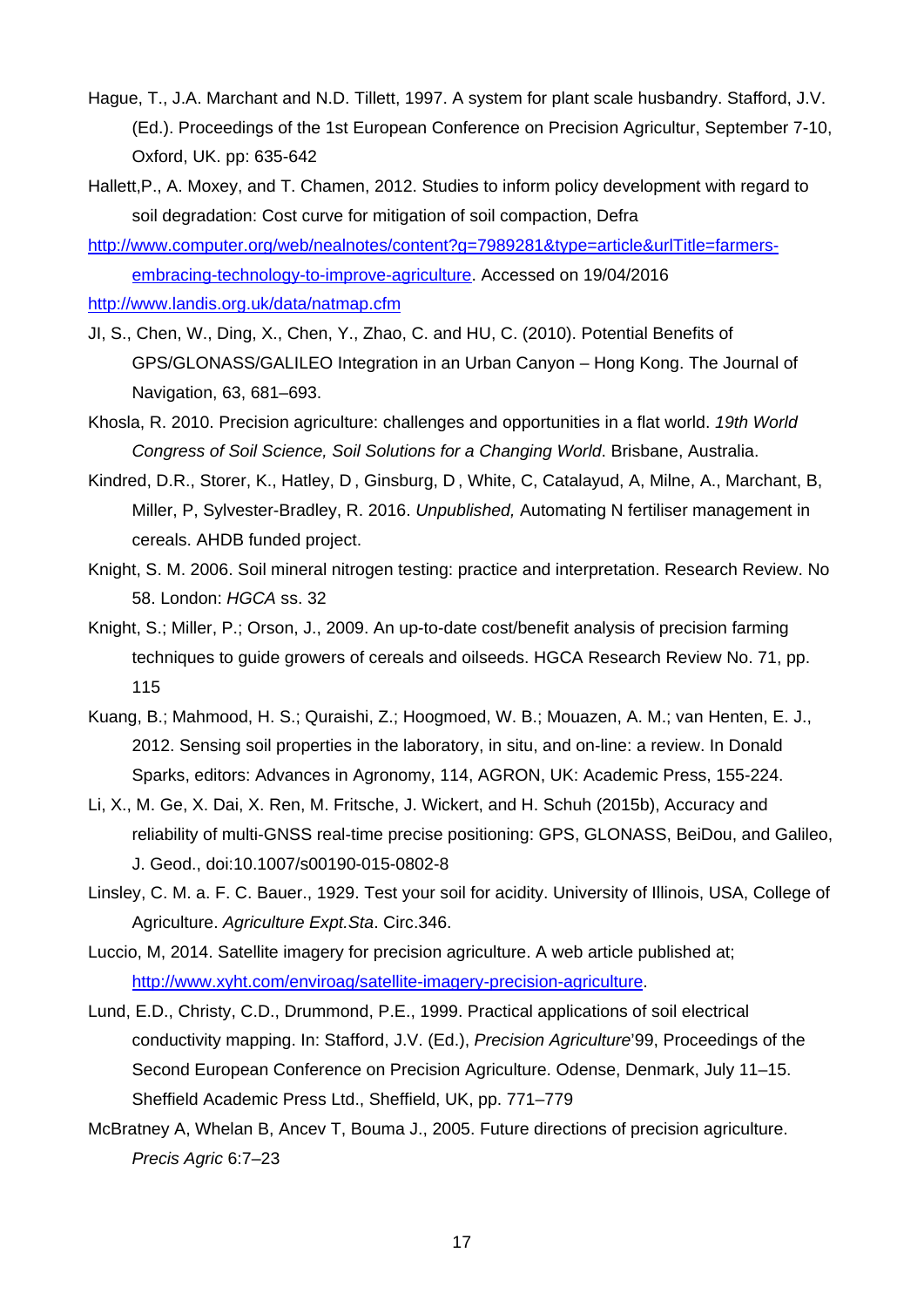Hague, T., J.A. Marchant and N.D. Tillett, 1997. A system for plant scale husbandry. Stafford, J.V. (Ed.). Proceedings of the 1st European Conference on Precision Agricultur, September 7-10, Oxford, UK. pp: 635-642

Hallett,P., A. Moxey, and T. Chamen, 2012. Studies to inform policy development with regard to soil degradation: Cost curve for mitigation of soil compaction, Defra

http://www.computer.org/web/nealnotes/content?g=7989281&type=article&urlTitle=farmers-embracing-technology-to-improve-agriculture. Accessed on 19/04/2016

http://www.landis.org.uk/data/natmap.cfm

JI, S., Chen, W., Ding, X., Chen, Y., Zhao, C. and HU, C. (2010). Potential Benefits of GPS/GLONASS/GALILEO Integration in an Urban Canyon – Hong Kong. The Journal of Navigation, 63, 681–693.

Khosla, R. 2010. Precision agriculture: challenges and opportunities in a flat world. *19th World Congress of Soil Science, Soil Solutions for a Changing World*. Brisbane, Australia.

Kindred, D.R., Storer, K., Hatley, D , Ginsburg, D , White, C, Catalayud, A, Milne, A., Marchant, B, Miller, P, Sylvester-Bradley, R. 2016. *Unpublished,* Automating N fertiliser management in cereals. AHDB funded project.

Knight, S. M. 2006. Soil mineral nitrogen testing: practice and interpretation. Research Review. No 58. London: *HGCA* ss. 32

Knight, S.; Miller, P.; Orson, J., 2009. An up-to-date cost/benefit analysis of precision farming techniques to guide growers of cereals and oilseeds. HGCA Research Review No. 71, pp. 115

Kuang, B.; Mahmood, H. S.; Quraishi, Z.; Hoogmoed, W. B.; Mouazen, A. M.; van Henten, E. J., 2012. Sensing soil properties in the laboratory, in situ, and on-line: a review. In Donald Sparks, editors: Advances in Agronomy, 114, AGRON, UK: Academic Press, 155-224.

Li, X., M. Ge, X. Dai, X. Ren, M. Fritsche, J. Wickert, and H. Schuh (2015b), Accuracy and reliability of multi-GNSS real-time precise positioning: GPS, GLONASS, BeiDou, and Galileo, J. Geod., doi:10.1007/s00190-015-0802-8

Linsley, C. M. a. F. C. Bauer., 1929. Test your soil for acidity. University of Illinois, USA, College of Agriculture. *Agriculture Expt.Sta*. Circ.346.

Luccio, M, 2014. Satellite imagery for precision agriculture. A web article published at; http://www.xyht.com/enviroag/satellite-imagery-precision-agriculture.

Lund, E.D., Christy, C.D., Drummond, P.E., 1999. Practical applications of soil electrical conductivity mapping. In: Stafford, J.V. (Ed.), *Precision Agriculture*'99, Proceedings of the Second European Conference on Precision Agriculture. Odense, Denmark, July 11–15. Sheffield Academic Press Ltd., Sheffield, UK, pp. 771–779

McBratney A, Whelan B, Ancev T, Bouma J., 2005. Future directions of precision agriculture. *Precis Agric* 6:7–23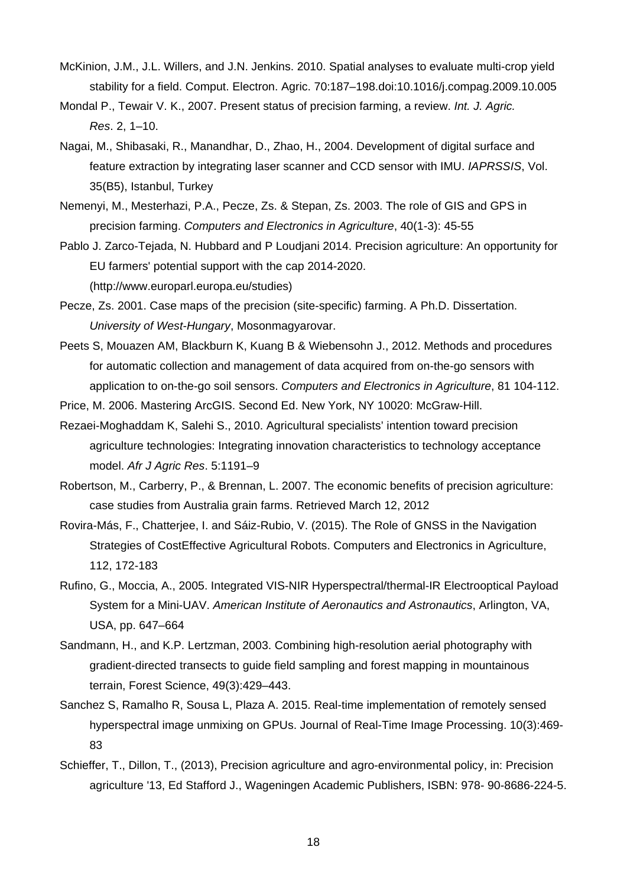McKinion, J.M., J.L. Willers, and J.N. Jenkins. 2010. Spatial analyses to evaluate multi-crop yield stability for a field. Comput. Electron. Agric. 70:187–198.doi:10.1016/j.compag.2009.10.005

Mondal P., Tewair V. K., 2007. Present status of precision farming, a review. *Int. J. Agric. Res*. 2, 1–10.

Nagai, M., Shibasaki, R., Manandhar, D., Zhao, H., 2004. Development of digital surface and feature extraction by integrating laser scanner and CCD sensor with IMU. *IAPRSSIS*, Vol. 35(B5), Istanbul, Turkey

Nemenyi, M., Mesterhazi, P.A., Pecze, Zs. & Stepan, Zs. 2003. The role of GIS and GPS in precision farming. *Computers and Electronics in Agriculture*, 40(1-3): 45-55

Pablo J. Zarco-Tejada, N. Hubbard and P Loudjani 2014. Precision agriculture: An opportunity for EU farmers' potential support with the cap 2014-2020. (http://www.europarl.europa.eu/studies)

Pecze, Zs. 2001. Case maps of the precision (site-specific) farming. A Ph.D. Dissertation. *University of West-Hungary*, Mosonmagyarovar.

Peets S, Mouazen AM, Blackburn K, Kuang B & Wiebensohn J., 2012. Methods and procedures for automatic collection and management of data acquired from on-the-go sensors with application to on-the-go soil sensors. *Computers and Electronics in Agriculture*, 81 104-112.

Price, M. 2006. Mastering ArcGIS. Second Ed. New York, NY 10020: McGraw-Hill.

Rezaei-Moghaddam K, Salehi S., 2010. Agricultural specialists' intention toward precision agriculture technologies: Integrating innovation characteristics to technology acceptance model. *Afr J Agric Res*. 5:1191–9

Robertson, M., Carberry, P., & Brennan, L. 2007. The economic benefits of precision agriculture: case studies from Australia grain farms. Retrieved March 12, 2012

Rovira-Más, F., Chatterjee, I. and Sáiz-Rubio, V. (2015). The Role of GNSS in the Navigation Strategies of CostEffective Agricultural Robots. Computers and Electronics in Agriculture, 112, 172-183

Rufino, G., Moccia, A., 2005. Integrated VIS-NIR Hyperspectral/thermal-IR Electrooptical Payload System for a Mini-UAV. *American Institute of Aeronautics and Astronautics*, Arlington, VA, USA, pp. 647–664

Sandmann, H., and K.P. Lertzman, 2003. Combining high-resolution aerial photography with gradient-directed transects to guide field sampling and forest mapping in mountainous terrain, Forest Science, 49(3):429–443.

Sanchez S, Ramalho R, Sousa L, Plaza A. 2015. Real-time implementation of remotely sensed hyperspectral image unmixing on GPUs. Journal of Real-Time Image Processing. 10(3):469-83

Schieffer, T., Dillon, T., (2013), Precision agriculture and agro-environmental policy, in: Precision agriculture '13, Ed Stafford J., Wageningen Academic Publishers, ISBN: 978- 90-8686-224-5.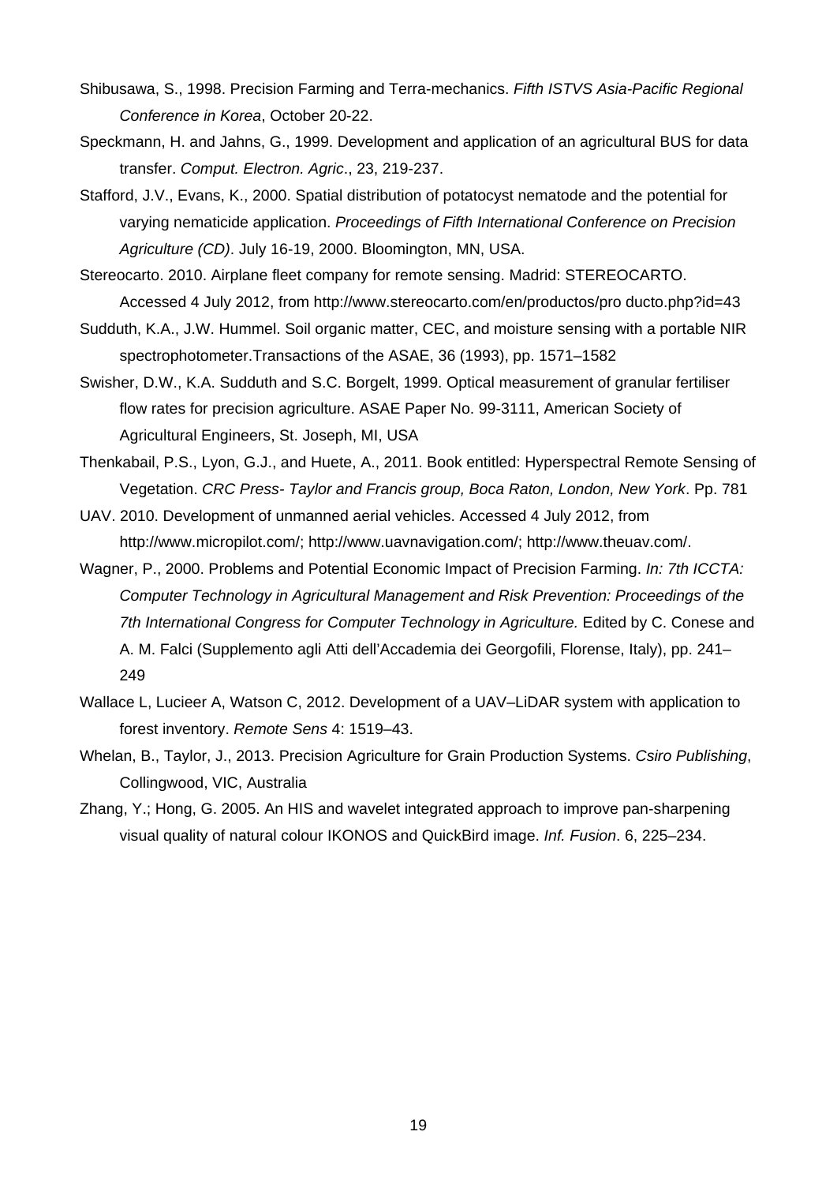Shibusawa, S., 1998. Precision Farming and Terra-mechanics. *Fifth ISTVS Asia-Pacific Regional Conference in Korea*, October 20-22.

Speckmann, H. and Jahns, G., 1999. Development and application of an agricultural BUS for data transfer. *Comput. Electron. Agric*., 23, 219-237.

Stafford, J.V., Evans, K., 2000. Spatial distribution of potatocyst nematode and the potential for varying nematicide application. *Proceedings of Fifth International Conference on Precision Agriculture (CD)*. July 16-19, 2000. Bloomington, MN, USA.

Stereocarto. 2010. Airplane fleet company for remote sensing. Madrid: STEREOCARTO. Accessed 4 July 2012, from http://www.stereocarto.com/en/productos/pro ducto.php?id=43

Sudduth, K.A., J.W. Hummel. Soil organic matter, CEC, and moisture sensing with a portable NIR spectrophotometer.Transactions of the ASAE, 36 (1993), pp. 1571–1582

Swisher, D.W., K.A. Sudduth and S.C. Borgelt, 1999. Optical measurement of granular fertiliser flow rates for precision agriculture. ASAE Paper No. 99-3111, American Society of Agricultural Engineers, St. Joseph, MI, USA

Thenkabail, P.S., Lyon, G.J., and Huete, A., 2011. Book entitled: Hyperspectral Remote Sensing of Vegetation. *CRC Press- Taylor and Francis group, Boca Raton, London, New York*. Pp. 781

UAV. 2010. Development of unmanned aerial vehicles. Accessed 4 July 2012, from http://www.micropilot.com/; http://www.uavnavigation.com/; http://www.theuav.com/.

Wagner, P., 2000. Problems and Potential Economic Impact of Precision Farming. *In: 7th ICCTA: Computer Technology in Agricultural Management and Risk Prevention: Proceedings of the 7th International Congress for Computer Technology in Agriculture.* Edited by C. Conese and A. M. Falci (Supplemento agli Atti dell'Accademia dei Georgofili, Florense, Italy), pp. 241–249

Wallace L, Lucieer A, Watson C, 2012. Development of a UAV–LiDAR system with application to forest inventory. *Remote Sens* 4: 1519–43.

Whelan, B., Taylor, J., 2013. Precision Agriculture for Grain Production Systems. *Csiro Publishing*, Collingwood, VIC, Australia

Zhang, Y.; Hong, G. 2005. An HIS and wavelet integrated approach to improve pan-sharpening visual quality of natural colour IKONOS and QuickBird image. *Inf. Fusion*. 6, 225–234.